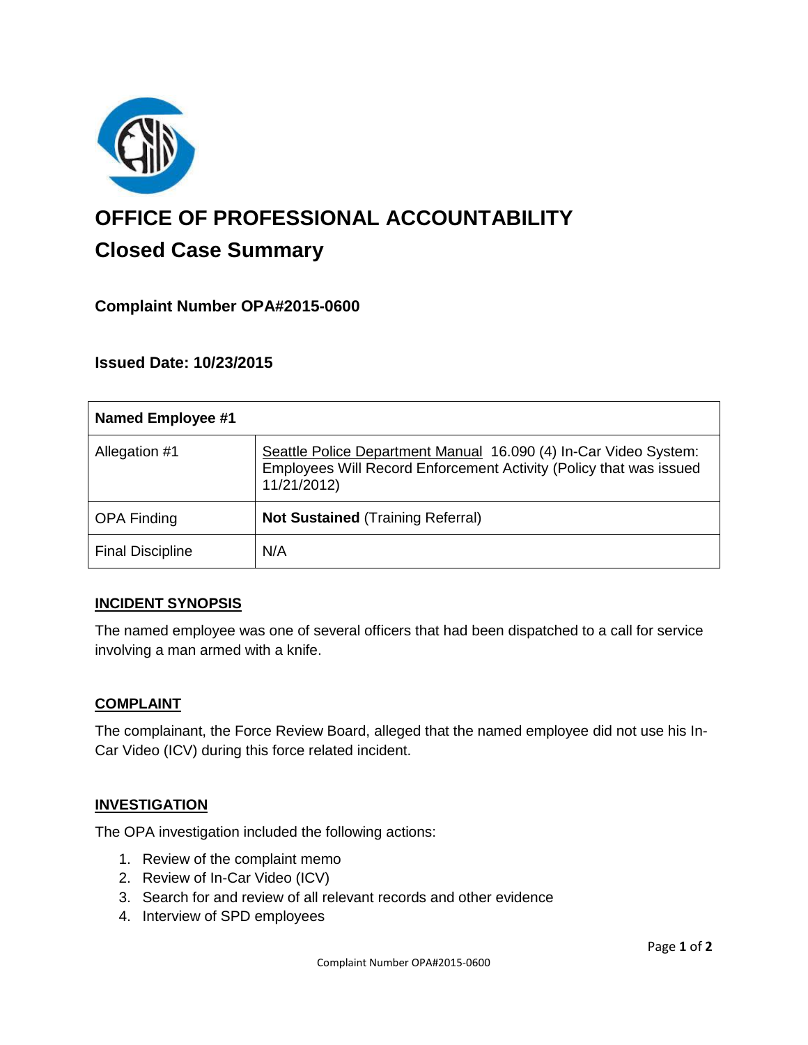# OFFICE OF PROFESSIONAL ACCOUNTABILITY

## Closed Case Summary

### Complaint Number OPA#2015-0600

### Issued Date: 10/23/2015

| Named Employee #1 | |
| --- | --- |
| Allegation #1 | Seattle Police Department Manual 16.090 (4) In-Car Video System: Employees Will Record Enforcement Activity (Policy that was issued 11/21/2012) |
| OPA Finding | **Not Sustained** (Training Referral) |
| Final Discipline | N/A |

**INCIDENT SYNOPSIS**

The named employee was one of several officers that had been dispatched to a call for service involving a man armed with a knife.

**COMPLAINT**

The complainant, the Force Review Board, alleged that the named employee did not use his In-Car Video (ICV) during this force related incident.

**INVESTIGATION**

The OPA investigation included the following actions:

1. Review of the complaint memo
2. Review of In-Car Video (ICV)
3. Search for and review of all relevant records and other evidence
4. Interview of SPD employees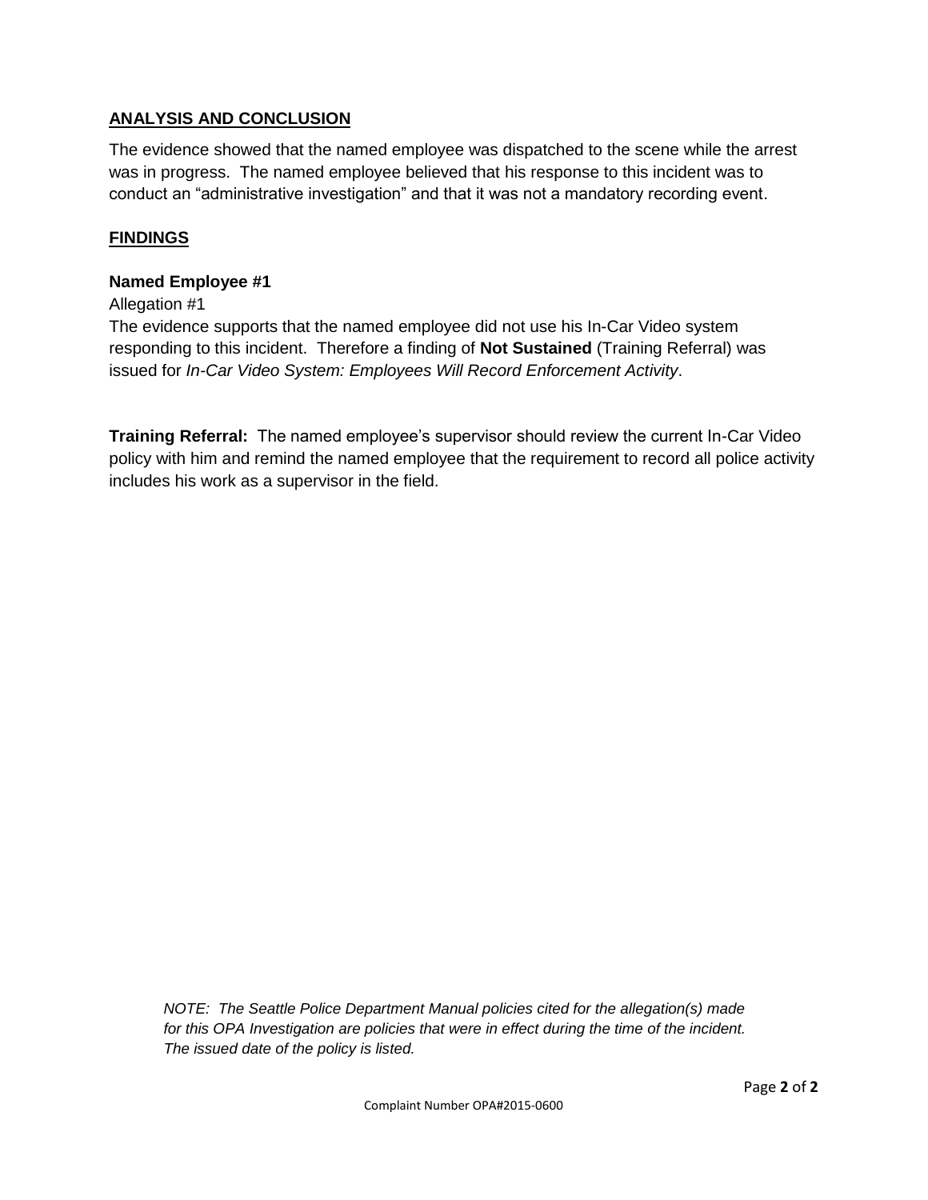## ANALYSIS AND CONCLUSION

The evidence showed that the named employee was dispatched to the scene while the arrest was in progress. The named employee believed that his response to this incident was to conduct an "administrative investigation" and that it was not a mandatory recording event.

## FINDINGS

**Named Employee #1**

Allegation #1

The evidence supports that the named employee did not use his In-Car Video system responding to this incident. Therefore a finding of **Not Sustained** (Training Referral) was issued for *In-Car Video System: Employees Will Record Enforcement Activity*.

**Training Referral:** The named employee's supervisor should review the current In-Car Video policy with him and remind the named employee that the requirement to record all police activity includes his work as a supervisor in the field.

*NOTE: The Seattle Police Department Manual policies cited for the allegation(s) made for this OPA Investigation are policies that were in effect during the time of the incident. The issued date of the policy is listed.*

Complaint Number OPA#2015-0600